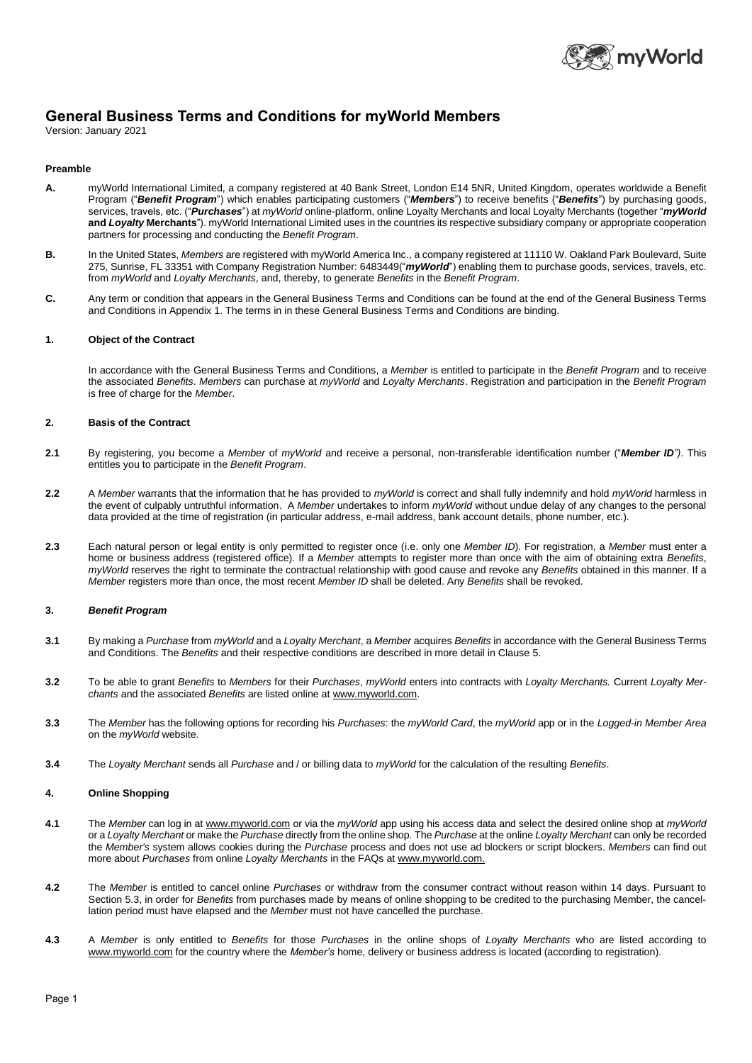# General Business Terms and Conditions for myWorld Members

Version: January 2021

### Preamble

**A.** myWorld International Limited, a company registered at 40 Bank Street, London E14 5NR, United Kingdom, operates worldwide a Benefit Program ("***Benefit Program***") which enables participating customers ("***Members***") to receive benefits ("***Benefits***") by purchasing goods, services, travels, etc. ("***Purchases***") at *myWorld* online-platform, online Loyalty Merchants and local Loyalty Merchants (together "***myWorld* and *Loyalty* Merchants**"). myWorld International Limited uses in the countries its respective subsidiary company or appropriate cooperation partners for processing and conducting the *Benefit Program*.

**B.** In the United States, *Members* are registered with myWorld America Inc., a company registered at 11110 W. Oakland Park Boulevard, Suite 275, Sunrise, FL 33351 with Company Registration Number: 6483449("***myWorld***") enabling them to purchase goods, services, travels, etc. from *myWorld* and *Loyalty Merchants*, and, thereby, to generate *Benefits* in the *Benefit Program*.

**C.** Any term or condition that appears in the General Business Terms and Conditions can be found at the end of the General Business Terms and Conditions in Appendix 1. The terms in in these General Business Terms and Conditions are binding.

### 1. Object of the Contract

In accordance with the General Business Terms and Conditions, a *Member* is entitled to participate in the *Benefit Program* and to receive the associated *Benefits*. *Members* can purchase at *myWorld* and *Loyalty Merchants*. Registration and participation in the *Benefit Program* is free of charge for the *Member*.

### 2. Basis of the Contract

**2.1** By registering, you become a *Member* of *myWorld* and receive a personal, non-transferable identification number ("***Member ID****")*. This entitles you to participate in the *Benefit Program*.

**2.2** A *Member* warrants that the information that he has provided to *myWorld* is correct and shall fully indemnify and hold *myWorld* harmless in the event of culpably untruthful information. A *Member* undertakes to inform *myWorld* without undue delay of any changes to the personal data provided at the time of registration (in particular address, e-mail address, bank account details, phone number, etc.).

**2.3** Each natural person or legal entity is only permitted to register once (i.e. only one *Member ID*). For registration, a *Member* must enter a home or business address (registered office). If a *Member* attempts to register more than once with the aim of obtaining extra *Benefits*, *myWorld* reserves the right to terminate the contractual relationship with good cause and revoke any *Benefits* obtained in this manner. If a *Member* registers more than once, the most recent *Member ID* shall be deleted. Any *Benefits* shall be revoked.

### 3. *Benefit Program*

**3.1** By making a *Purchase* from *myWorld* and a *Loyalty Merchant*, a *Member* acquires *Benefits* in accordance with the General Business Terms and Conditions. The *Benefits* and their respective conditions are described in more detail in Clause 5.

**3.2** To be able to grant *Benefits* to *Members* for their *Purchases*, *myWorld* enters into contracts with *Loyalty Merchants.* Current *Loyalty Merchants* and the associated *Benefits* are listed online at www.myworld.com.

**3.3** The *Member* has the following options for recording his *Purchases*: the *myWorld Card*, the *myWorld* app or in the *Logged-in Member Area* on the *myWorld* website.

**3.4** The *Loyalty Merchant* sends all *Purchase* and / or billing data to *myWorld* for the calculation of the resulting *Benefits*.

### 4. Online Shopping

**4.1** The *Member* can log in at www.myworld.com or via the *myWorld* app using his access data and select the desired online shop at *myWorld* or a *Loyalty Merchant* or make the *Purchase* directly from the online shop. The *Purchase* at the online *Loyalty Merchant* can only be recorded the *Member's* system allows cookies during the *Purchase* process and does not use ad blockers or script blockers. *Members* can find out more about *Purchases* from online *Loyalty Merchants* in the FAQs at www.myworld.com.

**4.2** The *Member* is entitled to cancel online *Purchases* or withdraw from the consumer contract without reason within 14 days. Pursuant to Section 5.3, in order for *Benefits* from purchases made by means of online shopping to be credited to the purchasing Member, the cancellation period must have elapsed and the *Member* must not have cancelled the purchase.

**4.3** A *Member* is only entitled to *Benefits* for those *Purchases* in the online shops of *Loyalty Merchants* who are listed according to www.myworld.com for the country where the *Member's* home, delivery or business address is located (according to registration).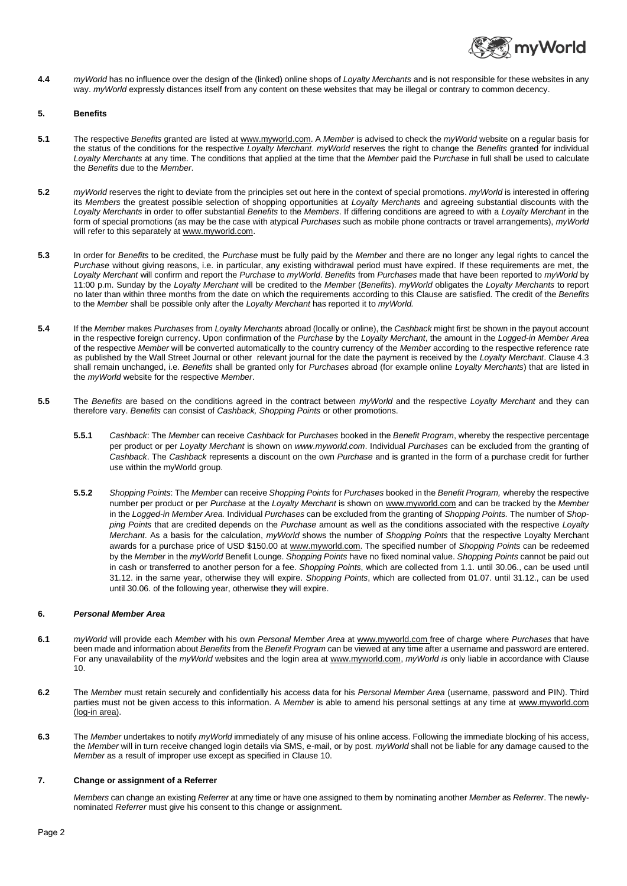**4.4** *myWorld* has no influence over the design of the (linked) online shops of *Loyalty Merchants* and is not responsible for these websites in any way. *myWorld* expressly distances itself from any content on these websites that may be illegal or contrary to common decency.

## 5. Benefits

**5.1** The respective *Benefits* granted are listed at www.myworld.com. A *Member* is advised to check the *myWorld* website on a regular basis for the status of the conditions for the respective *Loyalty Merchant*. *myWorld* reserves the right to change the *Benefits* granted for individual *Loyalty Merchants* at any time. The conditions that applied at the time that the *Member* paid the *Purchase* in full shall be used to calculate the *Benefits* due to the *Member*.

**5.2** *myWorld* reserves the right to deviate from the principles set out here in the context of special promotions. *myWorld* is interested in offering its *Members* the greatest possible selection of shopping opportunities at *Loyalty Merchants* and agreeing substantial discounts with the *Loyalty Merchants* in order to offer substantial *Benefits* to the *Members*. If differing conditions are agreed to with a *Loyalty Merchant* in the form of special promotions (as may be the case with atypical *Purchases* such as mobile phone contracts or travel arrangements), *myWorld* will refer to this separately at www.myworld.com.

**5.3** In order for *Benefits* to be credited, the *Purchase* must be fully paid by the *Member* and there are no longer any legal rights to cancel the *Purchase* without giving reasons, i.e. in particular, any existing withdrawal period must have expired. If these requirements are met, the *Loyalty Merchant* will confirm and report the *Purchase* to *myWorld*. *Benefits* from *Purchases* made that have been reported to *myWorld* by 11:00 p.m. Sunday by the *Loyalty Merchant* will be credited to the *Member* (*Benefits*). *myWorld* obligates the *Loyalty Merchants* to report no later than within three months from the date on which the requirements according to this Clause are satisfied. The credit of the *Benefits* to the *Member* shall be possible only after the *Loyalty Merchant* has reported it to *myWorld.*

**5.4** If the *Member* makes *Purchases* from *Loyalty Merchants* abroad (locally or online), the *Cashback* might first be shown in the payout account in the respective foreign currency. Upon confirmation of the *Purchase* by the *Loyalty Merchant*, the amount in the *Logged-in Member Area* of the respective *Member* will be converted automatically to the country currency of the *Member* according to the respective reference rate as published by the Wall Street Journal or other relevant journal for the date the payment is received by the *Loyalty Merchant*. Clause 4.3 shall remain unchanged, i.e. *Benefits* shall be granted only for *Purchases* abroad (for example online *Loyalty Merchants*) that are listed in the *myWorld* website for the respective *Member*.

**5.5** The *Benefits* are based on the conditions agreed in the contract between *myWorld* and the respective *Loyalty Merchant* and they can therefore vary. *Benefits* can consist of *Cashback, Shopping Points* or other promotions.

**5.5.1** *Cashback*: The *Member* can receive *Cashback* for *Purchases* booked in the *Benefit Program*, whereby the respective percentage per product or per *Loyalty Merchant* is shown on *www.myworld.com*. Individual *Purchases* can be excluded from the granting of *Cashback*. The *Cashback* represents a discount on the own *Purchase* and is granted in the form of a purchase credit for further use within the myWorld group.

**5.5.2** *Shopping Points*: The *Member* can receive *Shopping Points* for *Purchases* booked in the *Benefit Program,* whereby the respective number per product or per *Purchase* at the *Loyalty Merchant* is shown on www.myworld.com and can be tracked by the *Member* in the *Logged-in Member Area.* Individual *Purchases* can be excluded from the granting of *Shopping Points.* The number of *Shopping Points* that are credited depends on the *Purchase* amount as well as the conditions associated with the respective *Loyalty Merchant*. As a basis for the calculation, *myWorld* shows the number of *Shopping Points* that the respective Loyalty Merchant awards for a purchase price of USD $150.00 at www.myworld.com. The specified number of *Shopping Points* can be redeemed by the *Member* in the *myWorld* Benefit Lounge. *Shopping Points* have no fixed nominal value. *Shopping Points* cannot be paid out in cash or transferred to another person for a fee. *Shopping Points*, which are collected from 1.1. until 30.06., can be used until 31.12. in the same year, otherwise they will expire. *Shopping Points*, which are collected from 01.07. until 31.12., can be used until 30.06. of the following year, otherwise they will expire.

## 6. *Personal Member Area*

**6.1** *myWorld* will provide each *Member* with his own *Personal Member Area* at www.myworld.com free of charge where *Purchases* that have been made and information about *Benefits* from the *Benefit Program* can be viewed at any time after a username and password are entered. For any unavailability of the *myWorld* websites and the login area at www.myworld.com, *myWorld i*s only liable in accordance with Clause 10.

**6.2** The *Member* must retain securely and confidentially his access data for his *Personal Member Area* (username, password and PIN). Third parties must not be given access to this information. A *Member* is able to amend his personal settings at any time at www.myworld.com (log-in area).

**6.3** The *Member* undertakes to notify *myWorld* immediately of any misuse of his online access. Following the immediate blocking of his access, the *Member* will in turn receive changed login details via SMS, e-mail, or by post. *myWorld* shall not be liable for any damage caused to the *Member* as a result of improper use except as specified in Clause 10.

## 7. Change or assignment of a Referrer

*Members* can change an existing *Referrer* at any time or have one assigned to them by nominating another *Member* as *Referrer*. The newly-nominated *Referrer* must give his consent to this change or assignment.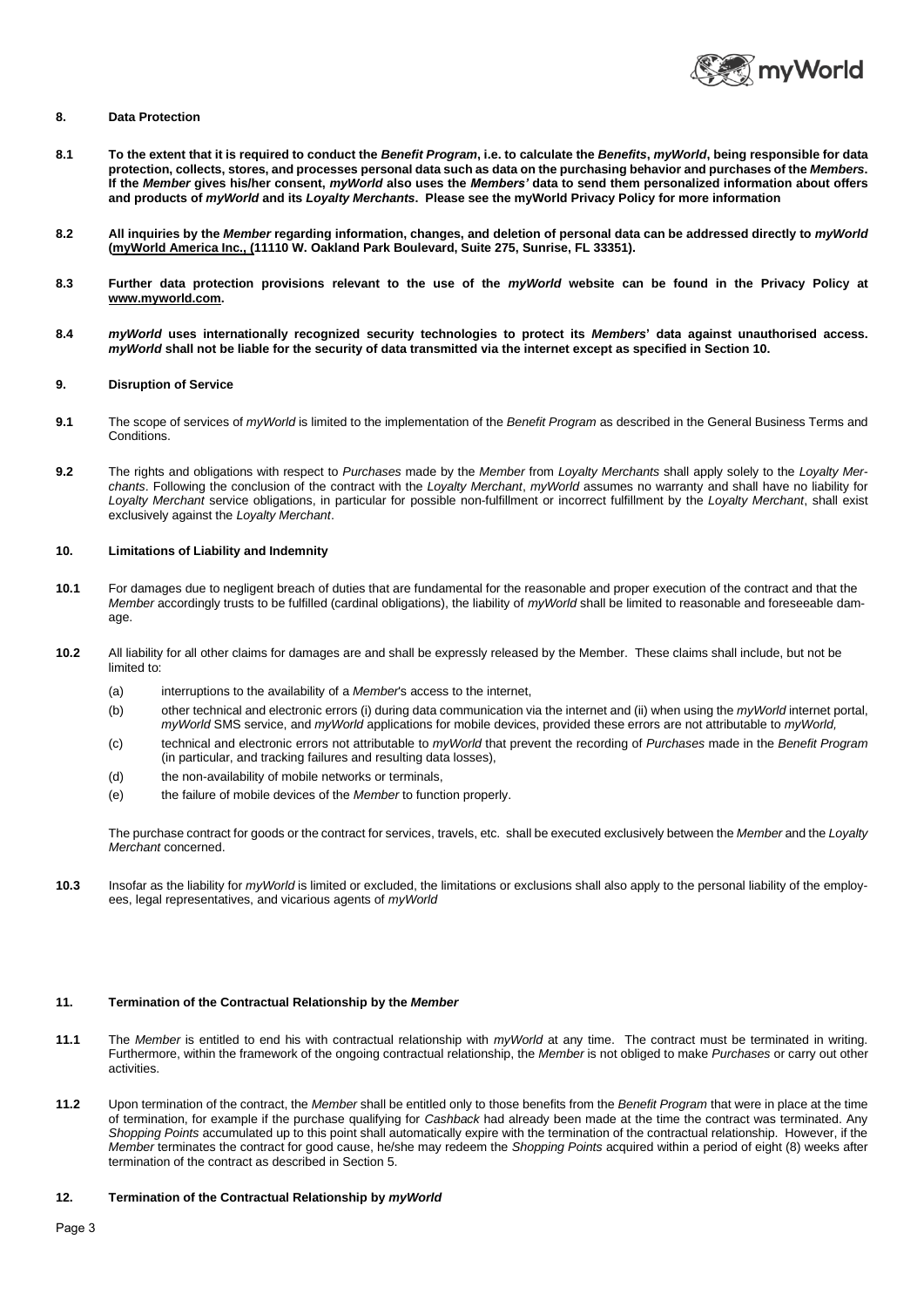## 8. Data Protection

**8.1** **To the extent that it is required to conduct the *Benefit Program*, i.e. to calculate the *Benefits*, *myWorld*, being responsible for data protection, collects, stores, and processes personal data such as data on the purchasing behavior and purchases of the *Members*. If the *Member* gives his/her consent, *myWorld* also uses the *Members'* data to send them personalized information about offers and products of *myWorld* and its *Loyalty Merchants*. Please see the myWorld Privacy Policy for more information**

**8.2** **All inquiries by the *Member* regarding information, changes, and deletion of personal data can be addressed directly to *myWorld* (myWorld America Inc., (11110 W. Oakland Park Boulevard, Suite 275, Sunrise, FL 33351).**

**8.3** **Further data protection provisions relevant to the use of the *myWorld* website can be found in the Privacy Policy at www.myworld.com.**

**8.4** ***myWorld* uses internationally recognized security technologies to protect its *Members*' data against unauthorised access. *myWorld* shall not be liable for the security of data transmitted via the internet except as specified in Section 10.**

## 9. Disruption of Service

**9.1** The scope of services of *myWorld* is limited to the implementation of the *Benefit Program* as described in the General Business Terms and Conditions.

**9.2** The rights and obligations with respect to *Purchases* made by the *Member* from *Loyalty Merchants* shall apply solely to the *Loyalty Merchants*. Following the conclusion of the contract with the *Loyalty Merchant*, *myWorld* assumes no warranty and shall have no liability for *Loyalty Merchant* service obligations, in particular for possible non-fulfillment or incorrect fulfillment by the *Loyalty Merchant*, shall exist exclusively against the *Loyalty Merchant*.

## 10. Limitations of Liability and Indemnity

**10.1** For damages due to negligent breach of duties that are fundamental for the reasonable and proper execution of the contract and that the *Member* accordingly trusts to be fulfilled (cardinal obligations), the liability of *myWorld* shall be limited to reasonable and foreseeable damage.

**10.2** All liability for all other claims for damages are and shall be expressly released by the Member. These claims shall include, but not be limited to:

- (a) interruptions to the availability of a *Member*'s access to the internet,
- (b) other technical and electronic errors (i) during data communication via the internet and (ii) when using the *myWorld* internet portal, *myWorld* SMS service, and *myWorld* applications for mobile devices, provided these errors are not attributable to *myWorld,*
- (c) technical and electronic errors not attributable to *myWorld* that prevent the recording of *Purchases* made in the *Benefit Program* (in particular, and tracking failures and resulting data losses),
- (d) the non-availability of mobile networks or terminals,
- (e) the failure of mobile devices of the *Member* to function properly.

The purchase contract for goods or the contract for services, travels, etc. shall be executed exclusively between the *Member* and the *Loyalty Merchant* concerned.

**10.3** Insofar as the liability for *myWorld* is limited or excluded, the limitations or exclusions shall also apply to the personal liability of the employees, legal representatives, and vicarious agents of *myWorld*

## 11. Termination of the Contractual Relationship by the *Member*

**11.1** The *Member* is entitled to end his with contractual relationship with *myWorld* at any time. The contract must be terminated in writing. Furthermore, within the framework of the ongoing contractual relationship, the *Member* is not obliged to make *Purchases* or carry out other activities.

**11.2** Upon termination of the contract, the *Member* shall be entitled only to those benefits from the *Benefit Program* that were in place at the time of termination, for example if the purchase qualifying for *Cashback* had already been made at the time the contract was terminated. Any *Shopping Points* accumulated up to this point shall automatically expire with the termination of the contractual relationship. However, if the *Member* terminates the contract for good cause, he/she may redeem the *Shopping Points* acquired within a period of eight (8) weeks after termination of the contract as described in Section 5.

## 12. Termination of the Contractual Relationship by *myWorld*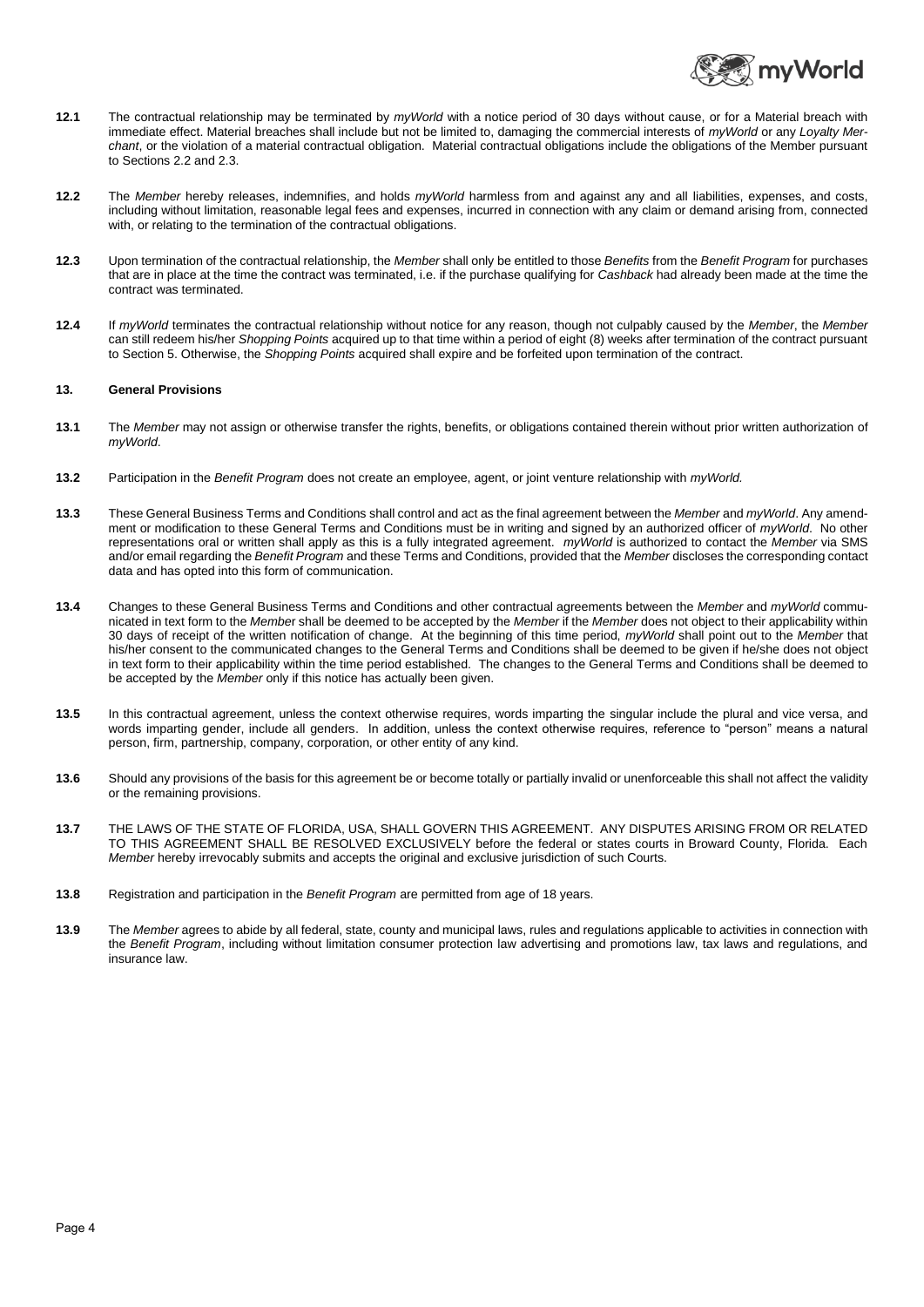**12.1** The contractual relationship may be terminated by *myWorld* with a notice period of 30 days without cause, or for a Material breach with immediate effect. Material breaches shall include but not be limited to, damaging the commercial interests of *myWorld* or any *Loyalty Merchant*, or the violation of a material contractual obligation. Material contractual obligations include the obligations of the Member pursuant to Sections 2.2 and 2.3.

**12.2** The *Member* hereby releases, indemnifies, and holds *myWorld* harmless from and against any and all liabilities, expenses, and costs, including without limitation, reasonable legal fees and expenses, incurred in connection with any claim or demand arising from, connected with, or relating to the termination of the contractual obligations.

**12.3** Upon termination of the contractual relationship, the *Member* shall only be entitled to those *Benefits* from the *Benefit Program* for purchases that are in place at the time the contract was terminated, i.e. if the purchase qualifying for *Cashback* had already been made at the time the contract was terminated.

**12.4** If *myWorld* terminates the contractual relationship without notice for any reason, though not culpably caused by the *Member*, the *Member* can still redeem his/her *Shopping Points* acquired up to that time within a period of eight (8) weeks after termination of the contract pursuant to Section 5. Otherwise, the *Shopping Points* acquired shall expire and be forfeited upon termination of the contract.

## 13. General Provisions

**13.1** The *Member* may not assign or otherwise transfer the rights, benefits, or obligations contained therein without prior written authorization of *myWorld*.

**13.2** Participation in the *Benefit Program* does not create an employee, agent, or joint venture relationship with *myWorld.*

**13.3** These General Business Terms and Conditions shall control and act as the final agreement between the *Member* and *myWorld*. Any amendment or modification to these General Terms and Conditions must be in writing and signed by an authorized officer of *myWorld*. No other representations oral or written shall apply as this is a fully integrated agreement. *myWorld* is authorized to contact the *Member* via SMS and/or email regarding the *Benefit Program* and these Terms and Conditions, provided that the *Member* discloses the corresponding contact data and has opted into this form of communication.

**13.4** Changes to these General Business Terms and Conditions and other contractual agreements between the *Member* and *myWorld* communicated in text form to the *Member* shall be deemed to be accepted by the *Member* if the *Member* does not object to their applicability within 30 days of receipt of the written notification of change. At the beginning of this time period, *myWorld* shall point out to the *Member* that his/her consent to the communicated changes to the General Terms and Conditions shall be deemed to be given if he/she does not object in text form to their applicability within the time period established. The changes to the General Terms and Conditions shall be deemed to be accepted by the *Member* only if this notice has actually been given.

**13.5** In this contractual agreement, unless the context otherwise requires, words imparting the singular include the plural and vice versa, and words imparting gender, include all genders. In addition, unless the context otherwise requires, reference to "person" means a natural person, firm, partnership, company, corporation, or other entity of any kind.

**13.6** Should any provisions of the basis for this agreement be or become totally or partially invalid or unenforceable this shall not affect the validity or the remaining provisions.

**13.7** THE LAWS OF THE STATE OF FLORIDA, USA, SHALL GOVERN THIS AGREEMENT. ANY DISPUTES ARISING FROM OR RELATED TO THIS AGREEMENT SHALL BE RESOLVED EXCLUSIVELY before the federal or states courts in Broward County, Florida. Each *Member* hereby irrevocably submits and accepts the original and exclusive jurisdiction of such Courts.

**13.8** Registration and participation in the *Benefit Program* are permitted from age of 18 years.

**13.9** The *Member* agrees to abide by all federal, state, county and municipal laws, rules and regulations applicable to activities in connection with the *Benefit Program*, including without limitation consumer protection law advertising and promotions law, tax laws and regulations, and insurance law.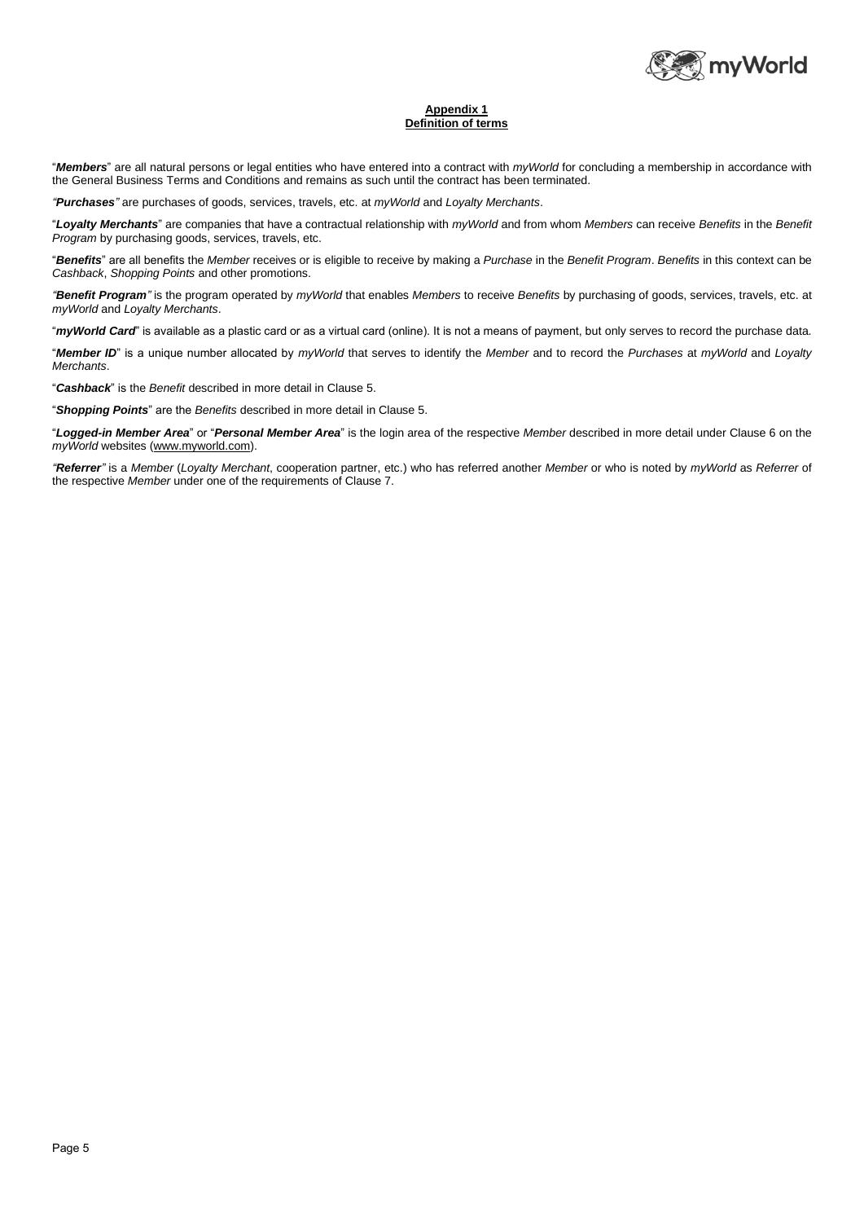## Appendix 1
## Definition of terms

"***Members***" are all natural persons or legal entities who have entered into a contract with *myWorld* for concluding a membership in accordance with the General Business Terms and Conditions and remains as such until the contract has been terminated.

*"**Purchases**"* are purchases of goods, services, travels, etc. at *myWorld* and *Loyalty Merchants*.

"***Loyalty Merchants***" are companies that have a contractual relationship with *myWorld* and from whom *Members* can receive *Benefits* in the *Benefit Program* by purchasing goods, services, travels, etc.

"***Benefits***" are all benefits the *Member* receives or is eligible to receive by making a *Purchase* in the *Benefit Program*. *Benefits* in this context can be *Cashback*, *Shopping Points* and other promotions.

*"**Benefit Program**"* is the program operated by *myWorld* that enables *Members* to receive *Benefits* by purchasing of goods, services, travels, etc. at *myWorld* and *Loyalty Merchants*.

"***myWorld Card***" is available as a plastic card or as a virtual card (online). It is not a means of payment, but only serves to record the purchase data.

"***Member ID***" is a unique number allocated by *myWorld* that serves to identify the *Member* and to record the *Purchases* at *myWorld* and *Loyalty Merchants*.

"***Cashback***" is the *Benefit* described in more detail in Clause 5.

"***Shopping Points***" are the *Benefits* described in more detail in Clause 5.

"***Logged-in Member Area***" or "***Personal Member Area***" is the login area of the respective *Member* described in more detail under Clause 6 on the *myWorld* websites (www.myworld.com).

*"**Referrer**"* is a *Member* (*Loyalty Merchant*, cooperation partner, etc.) who has referred another *Member* or who is noted by *myWorld* as *Referrer* of the respective *Member* under one of the requirements of Clause 7.